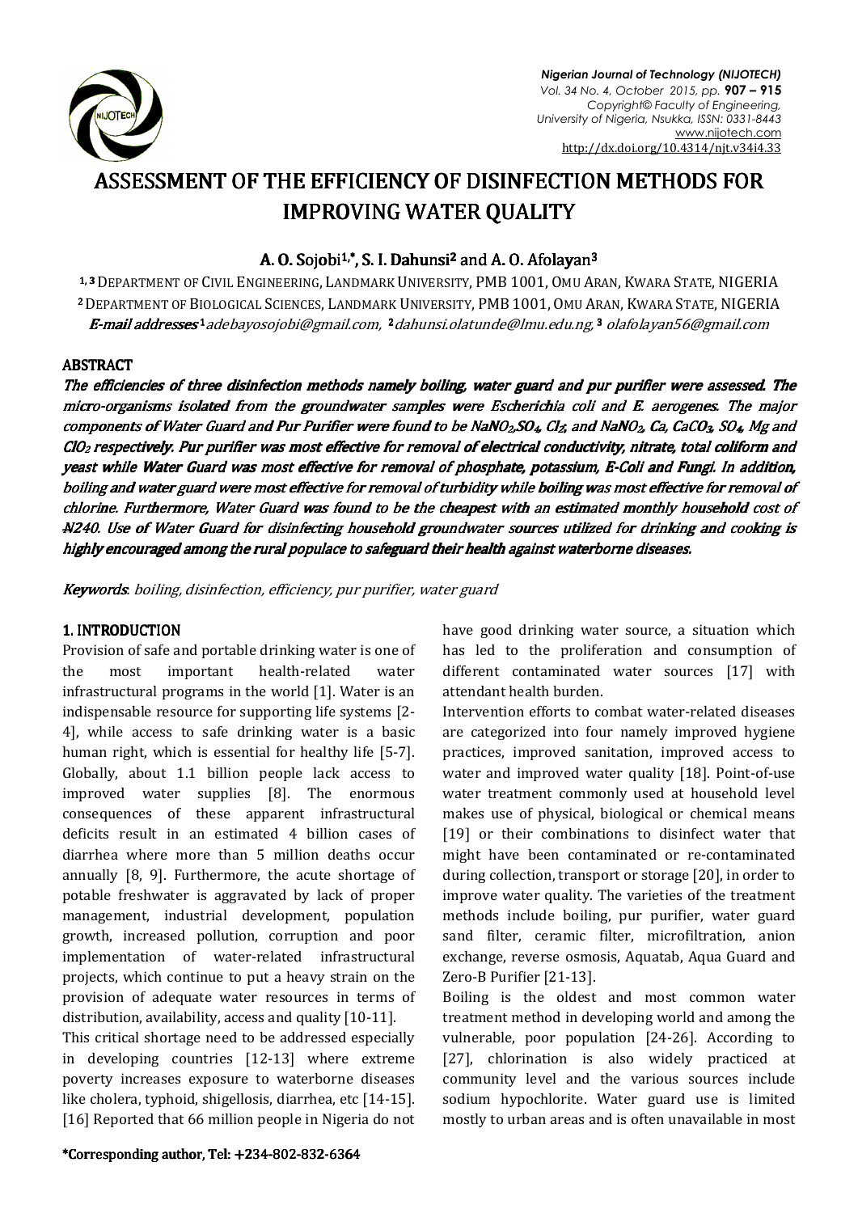# ASSESSMENT OF THE EFFICIENCY OF DISINFECTION METHODS FOR IMPROVING WATER QUALITY

**A. O. Sojobi[1,*], S. I. Dahunsi[2] and A. O. Afolayan[3]**

[1, 3] DEPARTMENT OF CIVIL ENGINEERING, LANDMARK UNIVERSITY, PMB 1001, OMU ARAN, KWARA STATE, NIGERIA
[2] DEPARTMENT OF BIOLOGICAL SCIENCES, LANDMARK UNIVERSITY, PMB 1001, OMU ARAN, KWARA STATE, NIGERIA
***E-mail addresses*** [1] adebayosojobi@gmail.com, [2] dahunsi.olatunde@lmu.edu.ng, [3] olafolayan56@gmail.com

## ABSTRACT

*The efficiencies of three disinfection methods namely boiling, water guard and pur purifier were assessed. The micro-organisms isolated from the groundwater samples were Escherichia coli and E. aerogenes. The major components of Water Guard and Pur Purifier were found to be $NaNO_2$, $SO_4$, $Cl_2$, and $NaNO_2$, Ca, $CaCO_3$, $SO_4$, Mg and $ClO_2$ respectively. Pur purifier was most effective for removal of electrical conductivity, nitrate, total coliform and yeast while Water Guard was most effective for removal of phosphate, potassium, E-Coli and Fungi. In addition, boiling and water guard were most effective for removal of turbidity while boiling was most effective for removal of chlorine. Furthermore, Water Guard was found to be the cheapest with an estimated monthly household cost of ₦240. Use of Water Guard for disinfecting household groundwater sources utilized for drinking and cooking is highly encouraged among the rural populace to safeguard their health against waterborne diseases.*

***Keywords***: *boiling, disinfection, efficiency, pur purifier, water guard*

## 1. INTRODUCTION

Provision of safe and portable drinking water is one of the most important health-related water infrastructural programs in the world [1]. Water is an indispensable resource for supporting life systems [2-4], while access to safe drinking water is a basic human right, which is essential for healthy life [5-7]. Globally, about 1.1 billion people lack access to improved water supplies [8]. The enormous consequences of these apparent infrastructural deficits result in an estimated 4 billion cases of diarrhea where more than 5 million deaths occur annually [8, 9]. Furthermore, the acute shortage of potable freshwater is aggravated by lack of proper management, industrial development, population growth, increased pollution, corruption and poor implementation of water-related infrastructural projects, which continue to put a heavy strain on the provision of adequate water resources in terms of distribution, availability, access and quality [10-11].

This critical shortage need to be addressed especially in developing countries [12-13] where extreme poverty increases exposure to waterborne diseases like cholera, typhoid, shigellosis, diarrhea, etc [14-15]. [16] Reported that 66 million people in Nigeria do not have good drinking water source, a situation which has led to the proliferation and consumption of different contaminated water sources [17] with attendant health burden.

Intervention efforts to combat water-related diseases are categorized into four namely improved hygiene practices, improved sanitation, improved access to water and improved water quality [18]. Point-of-use water treatment commonly used at household level makes use of physical, biological or chemical means [19] or their combinations to disinfect water that might have been contaminated or re-contaminated during collection, transport or storage [20], in order to improve water quality. The varieties of the treatment methods include boiling, pur purifier, water guard sand filter, ceramic filter, microfiltration, anion exchange, reverse osmosis, Aquatab, Aqua Guard and Zero-B Purifier [21-13].

Boiling is the oldest and most common water treatment method in developing world and among the vulnerable, poor population [24-26]. According to [27], chlorination is also widely practiced at community level and the various sources include sodium hypochlorite. Water guard use is limited mostly to urban areas and is often unavailable in most

*Corresponding author, Tel: +234-802-832-6364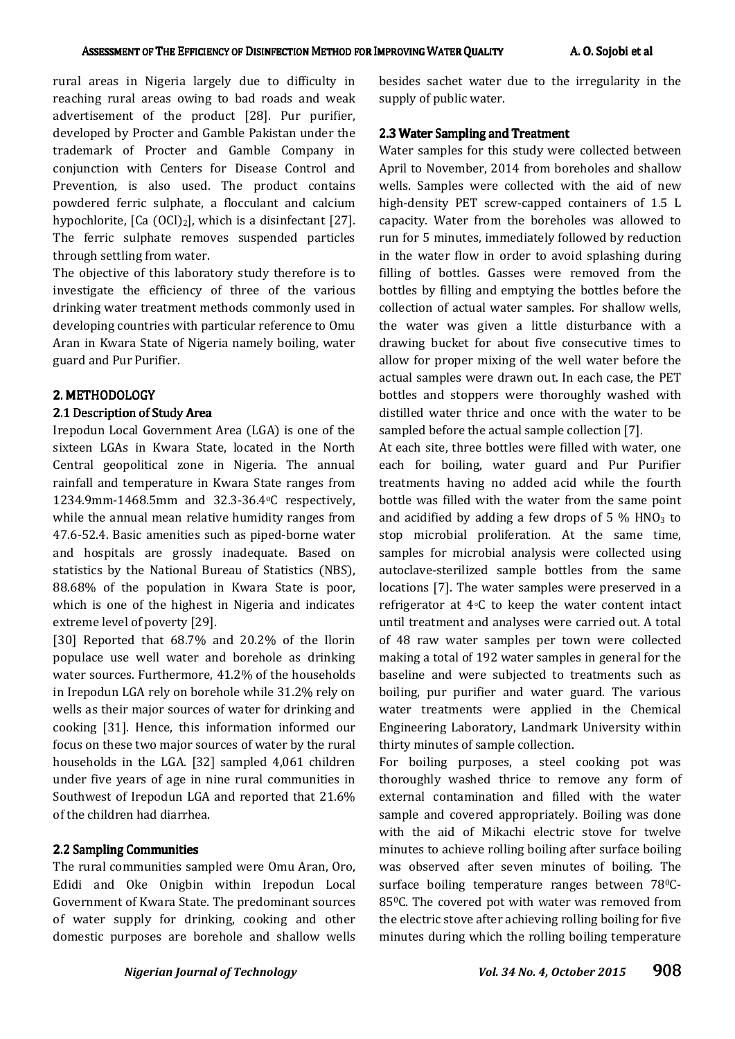rural areas in Nigeria largely due to difficulty in reaching rural areas owing to bad roads and weak advertisement of the product [28]. Pur purifier, developed by Procter and Gamble Pakistan under the trademark of Procter and Gamble Company in conjunction with Centers for Disease Control and Prevention, is also used. The product contains powdered ferric sulphate, a flocculant and calcium hypochlorite, [Ca $(OCl)_2$], which is a disinfectant [27]. The ferric sulphate removes suspended particles through settling from water.

The objective of this laboratory study therefore is to investigate the efficiency of three of the various drinking water treatment methods commonly used in developing countries with particular reference to Omu Aran in Kwara State of Nigeria namely boiling, water guard and Pur Purifier.

## 2. METHODOLOGY

### 2.1 Description of Study Area

Irepodun Local Government Area (LGA) is one of the sixteen LGAs in Kwara State, located in the North Central geopolitical zone in Nigeria. The annual rainfall and temperature in Kwara State ranges from 1234.9mm-1468.5mm and 32.3-36.4°C respectively, while the annual mean relative humidity ranges from 47.6-52.4. Basic amenities such as piped-borne water and hospitals are grossly inadequate. Based on statistics by the National Bureau of Statistics (NBS), 88.68% of the population in Kwara State is poor, which is one of the highest in Nigeria and indicates extreme level of poverty [29].

[30] Reported that 68.7% and 20.2% of the Ilorin populace use well water and borehole as drinking water sources. Furthermore, 41.2% of the households in Irepodun LGA rely on borehole while 31.2% rely on wells as their major sources of water for drinking and cooking [31]. Hence, this information informed our focus on these two major sources of water by the rural households in the LGA. [32] sampled 4,061 children under five years of age in nine rural communities in Southwest of Irepodun LGA and reported that 21.6% of the children had diarrhea.

### 2.2 Sampling Communities

The rural communities sampled were Omu Aran, Oro, Edidi and Oke Onigbin within Irepodun Local Government of Kwara State. The predominant sources of water supply for drinking, cooking and other domestic purposes are borehole and shallow wells besides sachet water due to the irregularity in the supply of public water.

### 2.3 Water Sampling and Treatment

Water samples for this study were collected between April to November, 2014 from boreholes and shallow wells. Samples were collected with the aid of new high-density PET screw-capped containers of 1.5 L capacity. Water from the boreholes was allowed to run for 5 minutes, immediately followed by reduction in the water flow in order to avoid splashing during filling of bottles. Gasses were removed from the bottles by filling and emptying the bottles before the collection of actual water samples. For shallow wells, the water was given a little disturbance with a drawing bucket for about five consecutive times to allow for proper mixing of the well water before the actual samples were drawn out. In each case, the PET bottles and stoppers were thoroughly washed with distilled water thrice and once with the water to be sampled before the actual sample collection [7].

At each site, three bottles were filled with water, one each for boiling, water guard and Pur Purifier treatments having no added acid while the fourth bottle was filled with the water from the same point and acidified by adding a few drops of 5 % $HNO_3$ to stop microbial proliferation. At the same time, samples for microbial analysis were collected using autoclave-sterilized sample bottles from the same locations [7]. The water samples were preserved in a refrigerator at 4°C to keep the water content intact until treatment and analyses were carried out. A total of 48 raw water samples per town were collected making a total of 192 water samples in general for the baseline and were subjected to treatments such as boiling, pur purifier and water guard. The various water treatments were applied in the Chemical Engineering Laboratory, Landmark University within thirty minutes of sample collection.

For boiling purposes, a steel cooking pot was thoroughly washed thrice to remove any form of external contamination and filled with the water sample and covered appropriately. Boiling was done with the aid of Mikachi electric stove for twelve minutes to achieve rolling boiling after surface boiling was observed after seven minutes of boiling. The surface boiling temperature ranges between 78°C-85°C. The covered pot with water was removed from the electric stove after achieving rolling boiling for five minutes during which the rolling boiling temperature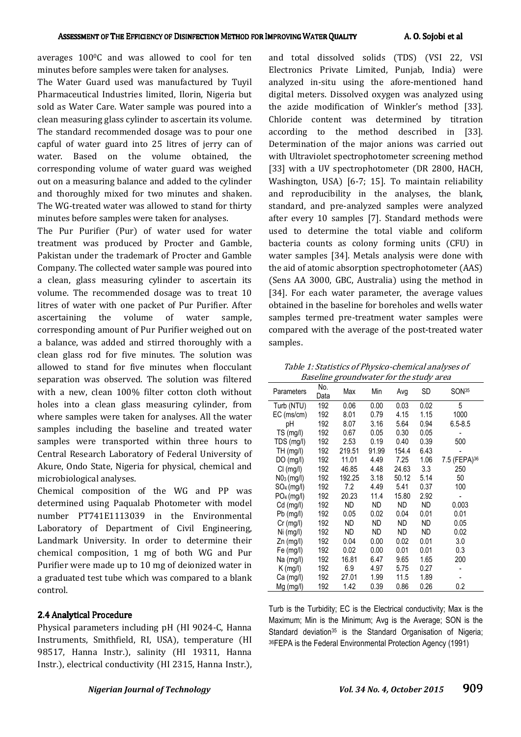averages $100^0C$ and was allowed to cool for ten minutes before samples were taken for analyses.

The Water Guard used was manufactured by Tuyil Pharmaceutical Industries limited, Ilorin, Nigeria but sold as Water Care. Water sample was poured into a clean measuring glass cylinder to ascertain its volume. The standard recommended dosage was to pour one capful of water guard into 25 litres of jerry can of water. Based on the volume obtained, the corresponding volume of water guard was weighed out on a measuring balance and added to the cylinder and thoroughly mixed for two minutes and shaken. The WG-treated water was allowed to stand for thirty minutes before samples were taken for analyses.

The Pur Purifier (Pur) of water used for water treatment was produced by Procter and Gamble, Pakistan under the trademark of Procter and Gamble Company. The collected water sample was poured into a clean, glass measuring cylinder to ascertain its volume. The recommended dosage was to treat 10 litres of water with one packet of Pur Purifier. After ascertaining the volume of water sample, corresponding amount of Pur Purifier weighed out on a balance, was added and stirred thoroughly with a clean glass rod for five minutes. The solution was allowed to stand for five minutes when flocculant separation was observed. The solution was filtered with a new, clean 100% filter cotton cloth without holes into a clean glass measuring cylinder, from where samples were taken for analyses. All the water samples including the baseline and treated water samples were transported within three hours to Central Research Laboratory of Federal University of Akure, Ondo State, Nigeria for physical, chemical and microbiological analyses.

Chemical composition of the WG and PP was determined using Paqualab Photometer with model number PT741E1113039 in the Environmental Laboratory of Department of Civil Engineering, Landmark University. In order to determine their chemical composition, 1 mg of both WG and Pur Purifier were made up to 10 mg of deionized water in a graduated test tube which was compared to a blank control.

### 2.4 Analytical Procedure

Physical parameters including pH (HI 9024-C, Hanna Instruments, Smithfield, RI, USA), temperature (HI 98517, Hanna Instr.), salinity (HI 19311, Hanna Instr.), electrical conductivity (HI 2315, Hanna Instr.), and total dissolved solids (TDS) (VSI 22, VSI Electronics Private Limited, Punjab, India) were analyzed in-situ using the afore-mentioned hand digital meters. Dissolved oxygen was analyzed using the azide modification of Winkler's method [33]. Chloride content was determined by titration according to the method described in [33]. Determination of the major anions was carried out with Ultraviolet spectrophotometer screening method [33] with a UV spectrophotometer (DR 2800, HACH, Washington, USA) [6-7; 15]. To maintain reliability and reproducibility in the analyses, the blank, standard, and pre-analyzed samples were analyzed after every 10 samples [7]. Standard methods were used to determine the total viable and coliform bacteria counts as colony forming units (CFU) in water samples [34]. Metals analysis were done with the aid of atomic absorption spectrophotometer (AAS) (Sens AA 3000, GBC, Australia) using the method in [34]. For each water parameter, the average values obtained in the baseline for boreholes and wells water samples termed pre-treatment water samples were compared with the average of the post-treated water samples.

*Table 1: Statistics of Physico-chemical analyses of Baseline groundwater for the study area*

| Parameters | No. Data | Max | Min | Avg | SD | SON[35] |
|---|---|---|---|---|---|---|
| Turb (NTU) | 192 | 0.06 | 0.00 | 0.03 | 0.02 | 5 |
| EC (ms/cm) | 192 | 8.01 | 0.79 | 4.15 | 1.15 | 1000 |
| pH | 192 | 8.07 | 3.16 | 5.64 | 0.94 | 6.5-8.5 |
| TS (mg/l) | 192 | 0.67 | 0.05 | 0.30 | 0.05 | - |
| TDS (mg/l) | 192 | 2.53 | 0.19 | 0.40 | 0.39 | 500 |
| TH (mg/l) | 192 | 219.51 | 91.99 | 154.4 | 6.43 | - |
| DO (mg/l) | 192 | 11.01 | 4.49 | 7.25 | 1.06 | 7.5 (FEPA)[36] |
| Cl (mg/l) | 192 | 46.85 | 4.48 | 24.63 | 3.3 | 250 |
| $NO_3$ (mg/l) | 192 | 192.25 | 3.18 | 50.12 | 5.14 | 50 |
| $SO_4$ (mg/l) | 192 | 7.2 | 4.49 | 5.41 | 0.37 | 100 |
| $PO_4$ (mg/l) | 192 | 20.23 | 11.4 | 15.80 | 2.92 | - |
| Cd (mg/l) | 192 | ND | ND | ND | ND | 0.003 |
| Pb (mg/l) | 192 | 0.05 | 0.02 | 0.04 | 0.01 | 0.01 |
| Cr (mg/l) | 192 | ND | ND | ND | ND | 0.05 |
| Ni (mg/l) | 192 | ND | ND | ND | ND | 0.02 |
| Zn (mg/l) | 192 | 0.04 | 0.00 | 0.02 | 0.01 | 3.0 |
| Fe (mg/l) | 192 | 0.02 | 0.00 | 0.01 | 0.01 | 0.3 |
| Na (mg/l) | 192 | 16.81 | 6.47 | 9.65 | 1.65 | 200 |
| K (mg/l) | 192 | 6.9 | 4.97 | 5.75 | 0.27 | - |
| Ca (mg/l) | 192 | 27.01 | 1.99 | 11.5 | 1.89 | - |
| Mg (mg/l) | 192 | 1.42 | 0.39 | 0.86 | 0.26 | 0.2 |

Turb is the Turbidity; EC is the Electrical conductivity; Max is the Maximum; Min is the Minimum; Avg is the Average; SON is the Standard deviation[35] is the Standard Organisation of Nigeria; [36]FEPA is the Federal Environmental Protection Agency (1991)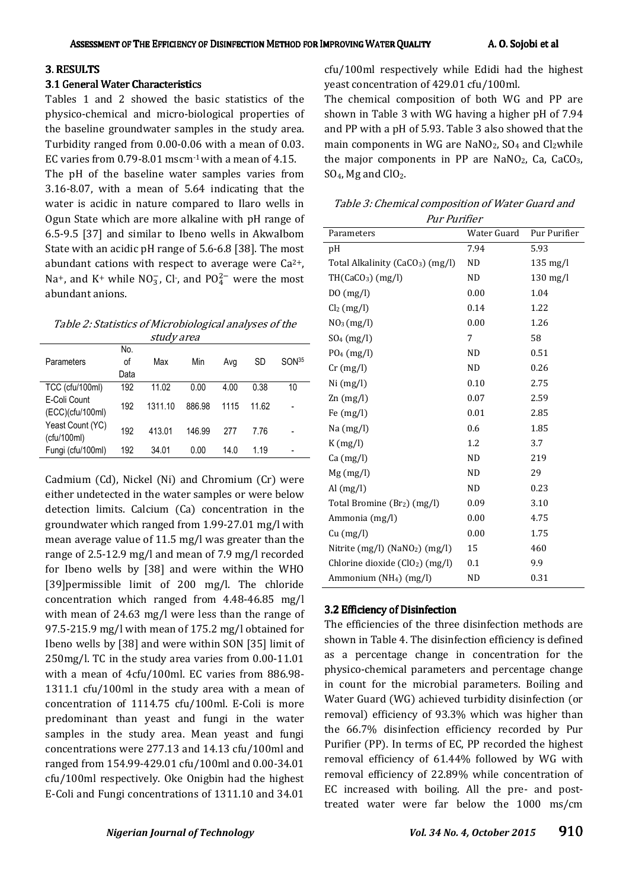## 3. RESULTS

### 3.1 General Water Characteristics

Tables 1 and 2 showed the basic statistics of the physico-chemical and micro-biological properties of the baseline groundwater samples in the study area. Turbidity ranged from 0.00-0.06 with a mean of 0.03. EC varies from 0.79-8.01 mscm$^{-1}$ with a mean of 4.15.

The pH of the baseline water samples varies from 3.16-8.07, with a mean of 5.64 indicating that the water is acidic in nature compared to Ilaro wells in Ogun State which are more alkaline with pH range of 6.5-9.5 [37] and similar to Ibeno wells in AkwaIbom State with an acidic pH range of 5.6-6.8 [38]. The most abundant cations with respect to average were $Ca^{2+}$, $Na^{+}$, and $K^{+}$ while $NO_3^-$, $Cl^-$, and $PO_4^{2-}$ were the most abundant anions.

*Table 2: Statistics of Microbiological analyses of the study area*

| Parameters | No. of Data | Max | Min | Avg | SD | SON[35] |
|---|---|---|---|---|---|---|
| TCC (cfu/100ml) | 192 | 11.02 | 0.00 | 4.00 | 0.38 | 10 |
| E-Coli Count (ECC)(cfu/100ml) | 192 | 1311.10 | 886.98 | 1115 | 11.62 | - |
| Yeast Count (YC) (cfu/100ml) | 192 | 413.01 | 146.99 | 277 | 7.76 | - |
| Fungi (cfu/100ml) | 192 | 34.01 | 0.00 | 14.0 | 1.19 | - |

Cadmium (Cd), Nickel (Ni) and Chromium (Cr) were either undetected in the water samples or were below detection limits. Calcium (Ca) concentration in the groundwater which ranged from 1.99-27.01 mg/l with mean average value of 11.5 mg/l was greater than the range of 2.5-12.9 mg/l and mean of 7.9 mg/l recorded for Ibeno wells by [38] and were within the WHO [39]permissible limit of 200 mg/l. The chloride concentration which ranged from 4.48-46.85 mg/l with mean of 24.63 mg/l were less than the range of 97.5-215.9 mg/l with mean of 175.2 mg/l obtained for Ibeno wells by [38] and were within SON [35] limit of 250mg/l. TC in the study area varies from 0.00-11.01 with a mean of 4cfu/100ml. EC varies from 886.98-1311.1 cfu/100ml in the study area with a mean of concentration of 1114.75 cfu/100ml. E-Coli is more predominant than yeast and fungi in the water samples in the study area. Mean yeast and fungi concentrations were 277.13 and 14.13 cfu/100ml and ranged from 154.99-429.01 cfu/100ml and 0.00-34.01 cfu/100ml respectively. Oke Onigbin had the highest E-Coli and Fungi concentrations of 1311.10 and 34.01 cfu/100ml respectively while Edidi had the highest yeast concentration of 429.01 cfu/100ml.

The chemical composition of both WG and PP are shown in Table 3 with WG having a higher pH of 7.94 and PP with a pH of 5.93. Table 3 also showed that the main components in WG are $NaNO_2$, $SO_4$ and $Cl_2$while the major components in PP are $NaNO_2$, Ca, $CaCO_3$, $SO_4$, Mg and $ClO_2$.

*Table 3: Chemical composition of Water Guard and Pur Purifier*

| Parameters | Water Guard | Pur Purifier |
|---|---|---|
| pH | 7.94 | 5.93 |
| Total Alkalinity ($CaCO_3$) (mg/l) | ND | 135 mg/l |
| TH($CaCO_3$) (mg/l) | ND | 130 mg/l |
| DO (mg/l) | 0.00 | 1.04 |
| $Cl_2$ (mg/l) | 0.14 | 1.22 |
| $NO_3$ (mg/l) | 0.00 | 1.26 |
| $SO_4$ (mg/l) | 7 | 58 |
| $PO_4$ (mg/l) | ND | 0.51 |
| Cr (mg/l) | ND | 0.26 |
| Ni (mg/l) | 0.10 | 2.75 |
| Zn (mg/l) | 0.07 | 2.59 |
| Fe (mg/l) | 0.01 | 2.85 |
| Na (mg/l) | 0.6 | 1.85 |
| K (mg/l) | 1.2 | 3.7 |
| Ca (mg/l) | ND | 219 |
| Mg (mg/l) | ND | 29 |
| Al (mg/l) | ND | 0.23 |
| Total Bromine ($Br_2$) (mg/l) | 0.09 | 3.10 |
| Ammonia (mg/l) | 0.00 | 4.75 |
| Cu (mg/l) | 0.00 | 1.75 |
| Nitrite (mg/l) ($NaNO_2$) (mg/l) | 15 | 460 |
| Chlorine dioxide ($ClO_2$) (mg/l) | 0.1 | 9.9 |
| Ammonium ($NH_4$) (mg/l) | ND | 0.31 |

### 3.2 Efficiency of Disinfection

The efficiencies of the three disinfection methods are shown in Table 4. The disinfection efficiency is defined as a percentage change in concentration for the physico-chemical parameters and percentage change in count for the microbial parameters. Boiling and Water Guard (WG) achieved turbidity disinfection (or removal) efficiency of 93.3% which was higher than the 66.7% disinfection efficiency recorded by Pur Purifier (PP). In terms of EC, PP recorded the highest removal efficiency of 61.44% followed by WG with removal efficiency of 22.89% while concentration of EC increased with boiling. All the pre- and post-treated water were far below the 1000 ms/cm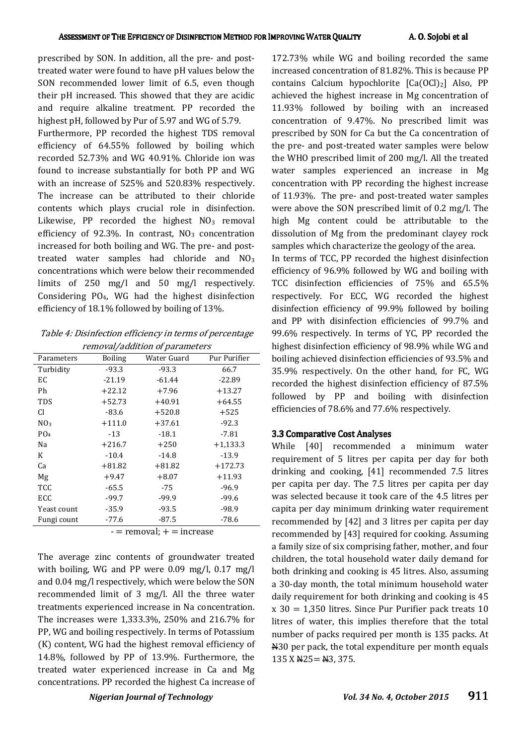prescribed by SON. In addition, all the pre- and post-treated water were found to have pH values below the SON recommended lower limit of 6.5, even though their pH increased. This showed that they are acidic and require alkaline treatment. PP recorded the highest pH, followed by Pur of 5.97 and WG of 5.79.

Furthermore, PP recorded the highest TDS removal efficiency of 64.55% followed by boiling which recorded 52.73% and WG 40.91%. Chloride ion was found to increase substantially for both PP and WG with an increase of 525% and 520.83% respectively. The increase can be attributed to their chloride contents which plays crucial role in disinfection. Likewise, PP recorded the highest $NO_3$ removal efficiency of 92.3%. In contrast, $NO_3$ concentration increased for both boiling and WG. The pre- and post-treated water samples had chloride and $NO_3$ concentrations which were below their recommended limits of 250 mg/l and 50 mg/l respectively. Considering $PO_4$, WG had the highest disinfection efficiency of 18.1% followed by boiling of 13%.

*Table 4: Disinfection efficiency in terms of percentage removal/addition of parameters*

| Parameters | Boiling | Water Guard | Pur Purifier |
|---|---|---|---|
| Turbidity | -93.3 | -93.3 | 66.7 |
| EC | -21.19 | -61.44 | -22.89 |
| Ph | +22.12 | +7.96 | +13.27 |
| TDS | +52.73 | +40.91 | +64.55 |
| Cl | -83.6 | +520.8 | +525 |
| $NO_3$ | +111.0 | +37.61 | -92.3 |
| $PO_4$ | -13 | -18.1 | -7.81 |
| Na | +216.7 | +250 | +1,133.3 |
| K | -10.4 | -14.8 | -13.9 |
| Ca | +81.82 | +81.82 | +172.73 |
| Mg | +9.47 | +8.07 | +11.93 |
| TCC | -65.5 | -75 | -96.9 |
| ECC | -99.7 | -99.9 | -99.6 |
| Yeast count | -35.9 | -93.5 | -98.9 |
| Fungi count | -77.6 | -87.5 | -78.6 |

- = removal; + = increase

The average zinc contents of groundwater treated with boiling, WG and PP were 0.09 mg/l, 0.17 mg/l and 0.04 mg/l respectively, which were below the SON recommended limit of 3 mg/l. All the three water treatments experienced increase in Na concentration. The increases were 1,333.3%, 250% and 216.7% for PP, WG and boiling respectively. In terms of Potassium (K) content, WG had the highest removal efficiency of 14.8%, followed by PP of 13.9%. Furthermore, the treated water experienced increase in Ca and Mg concentrations. PP recorded the highest Ca increase of 172.73% while WG and boiling recorded the same increased concentration of 81.82%. This is because PP contains Calcium hypochlorite [$Ca(OCl)_2$] Also, PP achieved the highest increase in Mg concentration of 11.93% followed by boiling with an increased concentration of 9.47%. No prescribed limit was prescribed by SON for Ca but the Ca concentration of the pre- and post-treated water samples were below the WHO prescribed limit of 200 mg/l. All the treated water samples experienced an increase in Mg concentration with PP recording the highest increase of 11.93%. The pre- and post-treated water samples were above the SON prescribed limit of 0.2 mg/l. The high Mg content could be attributable to the dissolution of Mg from the predominant clayey rock samples which characterize the geology of the area.

In terms of TCC, PP recorded the highest disinfection efficiency of 96.9% followed by WG and boiling with TCC disinfection efficiencies of 75% and 65.5% respectively. For ECC, WG recorded the highest disinfection efficiency of 99.9% followed by boiling and PP with disinfection efficiencies of 99.7% and 99.6% respectively. In terms of YC, PP recorded the highest disinfection efficiency of 98.9% while WG and boiling achieved disinfection efficiencies of 93.5% and 35.9% respectively. On the other hand, for FC, WG recorded the highest disinfection efficiency of 87.5% followed by PP and boiling with disinfection efficiencies of 78.6% and 77.6% respectively.

### 3.3 Comparative Cost Analyses

While [40] recommended a minimum water requirement of 5 litres per capita per day for both drinking and cooking, [41] recommended 7.5 litres per capita per day. The 7.5 litres per capita per day was selected because it took care of the 4.5 litres per capita per day minimum drinking water requirement recommended by [42] and 3 litres per capita per day recommended by [43] required for cooking. Assuming a family size of six comprising father, mother, and four children, the total household water daily demand for both drinking and cooking is 45 litres. Also, assuming a 30-day month, the total minimum household water daily requirement for both drinking and cooking is 45 x 30 = 1,350 litres. Since Pur Purifier pack treats 10 litres of water, this implies therefore that the total number of packs required per month is 135 packs. At ₦30 per pack, the total expenditure per month equals 135 X ₦25= ₦3, 375.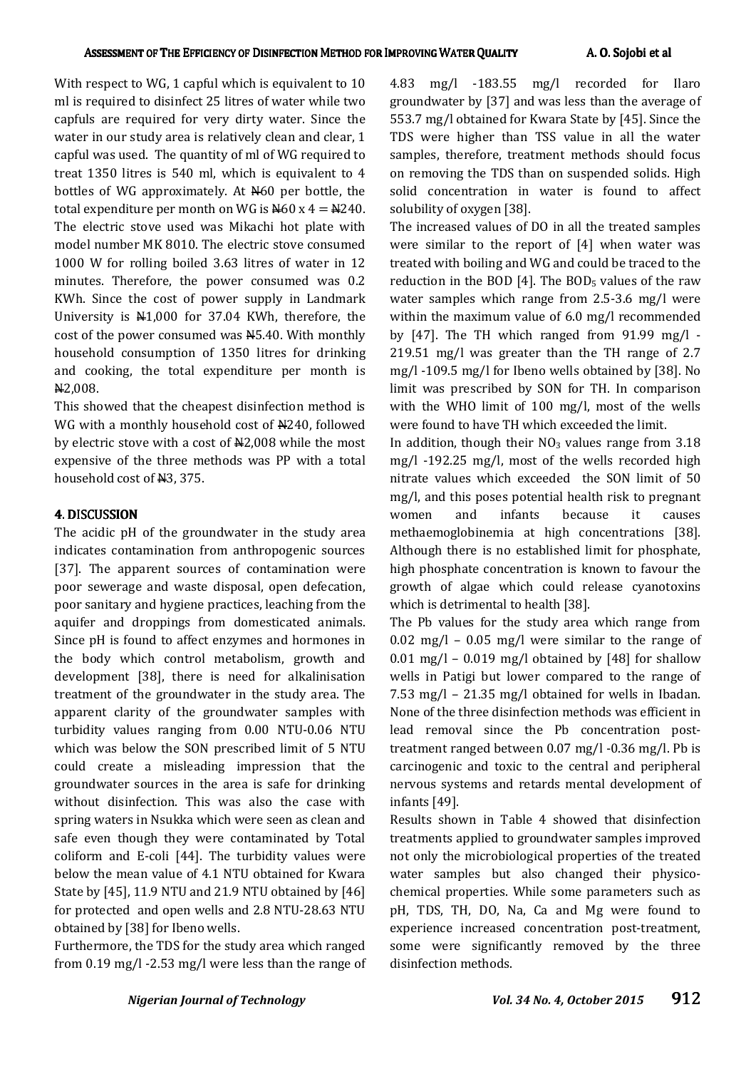With respect to WG, 1 capful which is equivalent to 10 ml is required to disinfect 25 litres of water while two capfuls are required for very dirty water. Since the water in our study area is relatively clean and clear, 1 capful was used. The quantity of ml of WG required to treat 1350 litres is 540 ml, which is equivalent to 4 bottles of WG approximately. At ₦60 per bottle, the total expenditure per month on WG is ₦60 x 4 = ₦240. The electric stove used was Mikachi hot plate with model number MK 8010. The electric stove consumed 1000 W for rolling boiled 3.63 litres of water in 12 minutes. Therefore, the power consumed was 0.2 KWh. Since the cost of power supply in Landmark University is ₦1,000 for 37.04 KWh, therefore, the cost of the power consumed was ₦5.40. With monthly household consumption of 1350 litres for drinking and cooking, the total expenditure per month is ₦2,008.

This showed that the cheapest disinfection method is WG with a monthly household cost of ₦240, followed by electric stove with a cost of ₦2,008 while the most expensive of the three methods was PP with a total household cost of ₦3, 375.

## 4. DISCUSSION

The acidic pH of the groundwater in the study area indicates contamination from anthropogenic sources [37]. The apparent sources of contamination were poor sewerage and waste disposal, open defecation, poor sanitary and hygiene practices, leaching from the aquifer and droppings from domesticated animals. Since pH is found to affect enzymes and hormones in the body which control metabolism, growth and development [38], there is need for alkalinisation treatment of the groundwater in the study area. The apparent clarity of the groundwater samples with turbidity values ranging from 0.00 NTU-0.06 NTU which was below the SON prescribed limit of 5 NTU could create a misleading impression that the groundwater sources in the area is safe for drinking without disinfection. This was also the case with spring waters in Nsukka which were seen as clean and safe even though they were contaminated by Total coliform and E-coli [44]. The turbidity values were below the mean value of 4.1 NTU obtained for Kwara State by [45], 11.9 NTU and 21.9 NTU obtained by [46] for protected and open wells and 2.8 NTU-28.63 NTU obtained by [38] for Ibeno wells.

Furthermore, the TDS for the study area which ranged from 0.19 mg/l -2.53 mg/l were less than the range of 4.83 mg/l -183.55 mg/l recorded for Ilaro groundwater by [37] and was less than the average of 553.7 mg/l obtained for Kwara State by [45]. Since the TDS were higher than TSS value in all the water samples, therefore, treatment methods should focus on removing the TDS than on suspended solids. High solid concentration in water is found to affect solubility of oxygen [38].

The increased values of DO in all the treated samples were similar to the report of [4] when water was treated with boiling and WG and could be traced to the reduction in the BOD [4]. The $BOD_5$ values of the raw water samples which range from 2.5-3.6 mg/l were within the maximum value of 6.0 mg/l recommended by [47]. The TH which ranged from 91.99 mg/l - 219.51 mg/l was greater than the TH range of 2.7 mg/l -109.5 mg/l for Ibeno wells obtained by [38]. No limit was prescribed by SON for TH. In comparison with the WHO limit of 100 mg/l, most of the wells were found to have TH which exceeded the limit.

In addition, though their $NO_3$ values range from 3.18 mg/l -192.25 mg/l, most of the wells recorded high nitrate values which exceeded the SON limit of 50 mg/l, and this poses potential health risk to pregnant women and infants because it causes methaemoglobinemia at high concentrations [38]. Although there is no established limit for phosphate, high phosphate concentration is known to favour the growth of algae which could release cyanotoxins which is detrimental to health [38].

The Pb values for the study area which range from 0.02 mg/l – 0.05 mg/l were similar to the range of 0.01 mg/l – 0.019 mg/l obtained by [48] for shallow wells in Patigi but lower compared to the range of 7.53 mg/l – 21.35 mg/l obtained for wells in Ibadan. None of the three disinfection methods was efficient in lead removal since the Pb concentration post-treatment ranged between 0.07 mg/l -0.36 mg/l. Pb is carcinogenic and toxic to the central and peripheral nervous systems and retards mental development of infants [49].

Results shown in Table 4 showed that disinfection treatments applied to groundwater samples improved not only the microbiological properties of the treated water samples but also changed their physico-chemical properties. While some parameters such as pH, TDS, TH, DO, Na, Ca and Mg were found to experience increased concentration post-treatment, some were significantly removed by the three disinfection methods.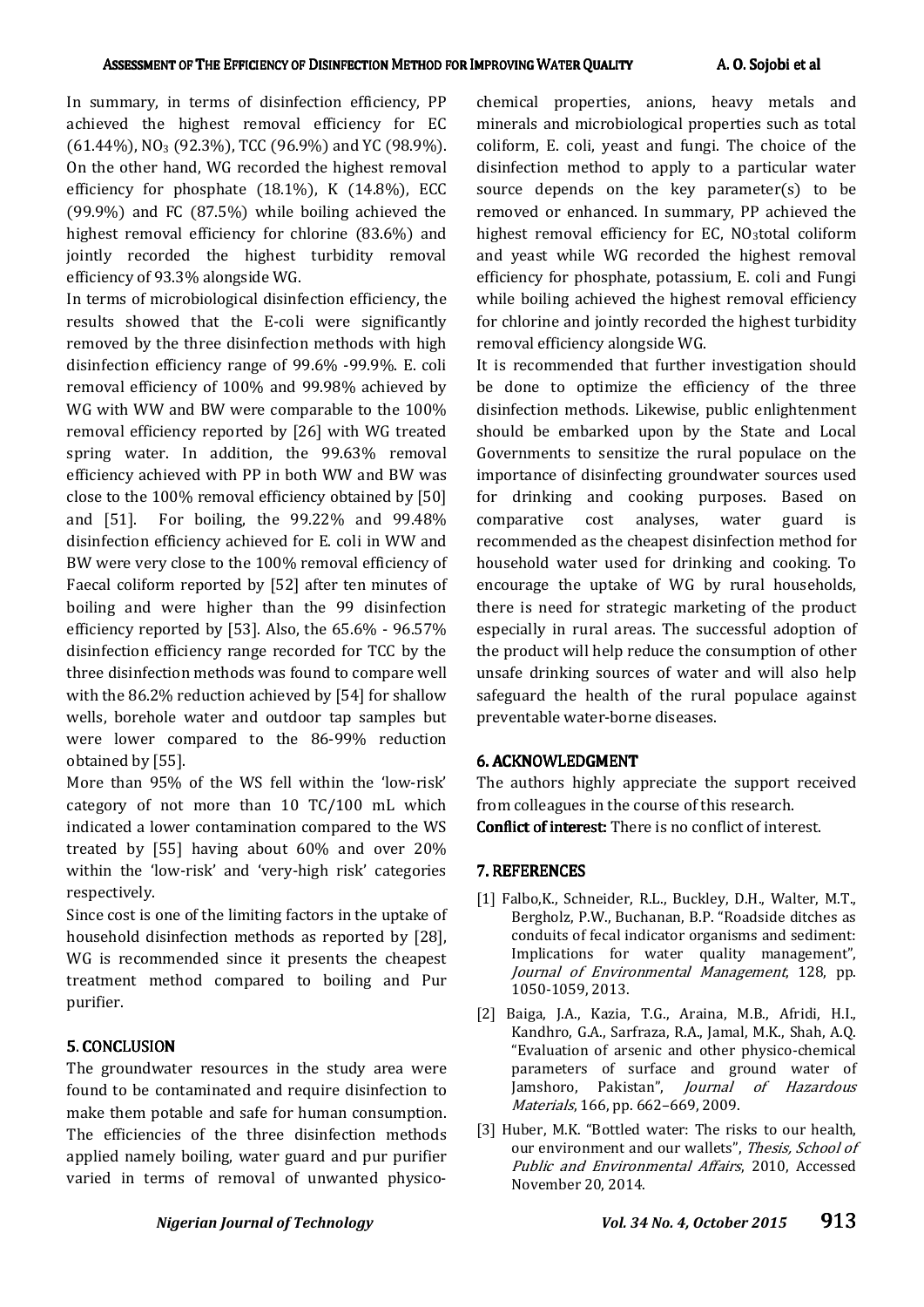In summary, in terms of disinfection efficiency, PP achieved the highest removal efficiency for EC (61.44%), $NO_3$ (92.3%), TCC (96.9%) and YC (98.9%). On the other hand, WG recorded the highest removal efficiency for phosphate (18.1%), K (14.8%), ECC (99.9%) and FC (87.5%) while boiling achieved the highest removal efficiency for chlorine (83.6%) and jointly recorded the highest turbidity removal efficiency of 93.3% alongside WG.

In terms of microbiological disinfection efficiency, the results showed that the E-coli were significantly removed by the three disinfection methods with high disinfection efficiency range of 99.6% -99.9%. E. coli removal efficiency of 100% and 99.98% achieved by WG with WW and BW were comparable to the 100% removal efficiency reported by [26] with WG treated spring water. In addition, the 99.63% removal efficiency achieved with PP in both WW and BW was close to the 100% removal efficiency obtained by [50] and [51]. For boiling, the 99.22% and 99.48% disinfection efficiency achieved for E. coli in WW and BW were very close to the 100% removal efficiency of Faecal coliform reported by [52] after ten minutes of boiling and were higher than the 99 disinfection efficiency reported by [53]. Also, the 65.6% - 96.57% disinfection efficiency range recorded for TCC by the three disinfection methods was found to compare well with the 86.2% reduction achieved by [54] for shallow wells, borehole water and outdoor tap samples but were lower compared to the 86-99% reduction obtained by [55].

More than 95% of the WS fell within the 'low-risk' category of not more than 10 TC/100 mL which indicated a lower contamination compared to the WS treated by [55] having about 60% and over 20% within the 'low-risk' and 'very-high risk' categories respectively.

Since cost is one of the limiting factors in the uptake of household disinfection methods as reported by [28], WG is recommended since it presents the cheapest treatment method compared to boiling and Pur purifier.

## 5. CONCLUSION

The groundwater resources in the study area were found to be contaminated and require disinfection to make them potable and safe for human consumption. The efficiencies of the three disinfection methods applied namely boiling, water guard and pur purifier varied in terms of removal of unwanted physico-chemical properties, anions, heavy metals and minerals and microbiological properties such as total coliform, E. coli, yeast and fungi. The choice of the disinfection method to apply to a particular water source depends on the key parameter(s) to be removed or enhanced. In summary, PP achieved the highest removal efficiency for EC, $NO_3$total coliform and yeast while WG recorded the highest removal efficiency for phosphate, potassium, E. coli and Fungi while boiling achieved the highest removal efficiency for chlorine and jointly recorded the highest turbidity removal efficiency alongside WG.

It is recommended that further investigation should be done to optimize the efficiency of the three disinfection methods. Likewise, public enlightenment should be embarked upon by the State and Local Governments to sensitize the rural populace on the importance of disinfecting groundwater sources used for drinking and cooking purposes. Based on comparative cost analyses, water guard is recommended as the cheapest disinfection method for household water used for drinking and cooking. To encourage the uptake of WG by rural households, there is need for strategic marketing of the product especially in rural areas. The successful adoption of the product will help reduce the consumption of other unsafe drinking sources of water and will also help safeguard the health of the rural populace against preventable water-borne diseases.

## 6. ACKNOWLEDGMENT

The authors highly appreciate the support received from colleagues in the course of this research.

**Conflict of interest:** There is no conflict of interest.

## 7. REFERENCES

[1] Falbo,K., Schneider, R.L., Buckley, D.H., Walter, M.T., Bergholz, P.W., Buchanan, B.P. "Roadside ditches as conduits of fecal indicator organisms and sediment: Implications for water quality management", *Journal of Environmental Management*, 128, pp. 1050-1059, 2013.

[2] Baiga, J.A., Kazia, T.G., Araina, M.B., Afridi, H.I., Kandhro, G.A., Sarfraza, R.A., Jamal, M.K., Shah, A.Q. "Evaluation of arsenic and other physico-chemical parameters of surface and ground water of Jamshoro, Pakistan", *Journal of Hazardous Materials*, 166, pp. 662–669, 2009.

[3] Huber, M.K. "Bottled water: The risks to our health, our environment and our wallets", *Thesis, School of Public and Environmental Affairs*, 2010, Accessed November 20, 2014.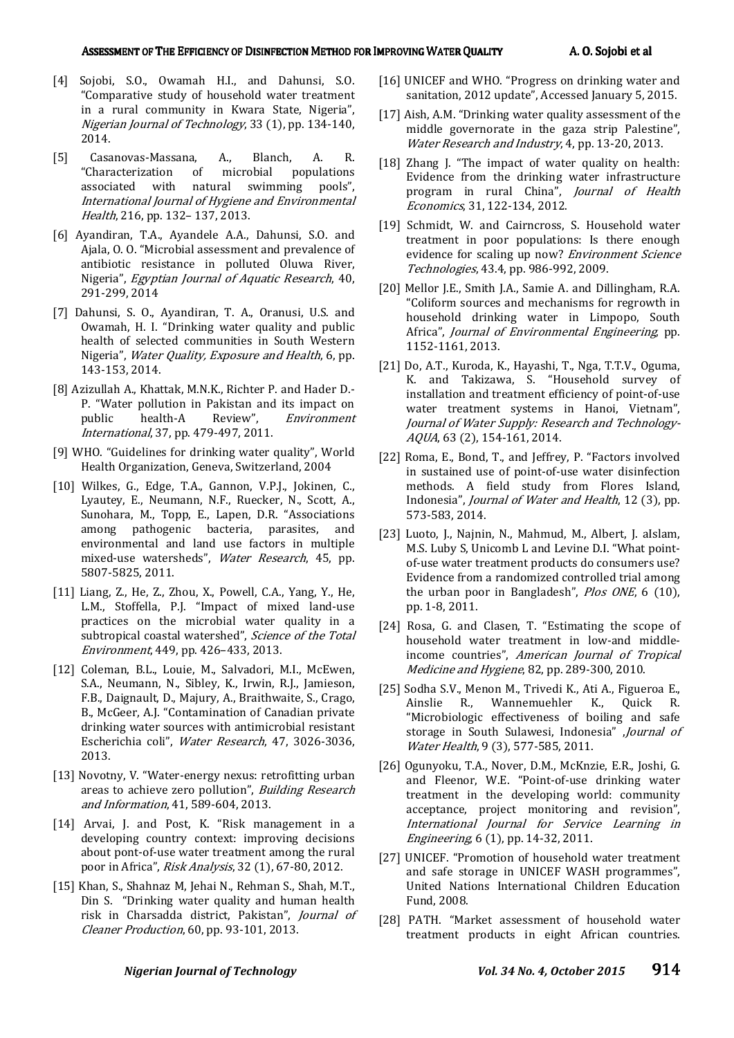[4] Sojobi, S.O., Owamah H.I., and Dahunsi, S.O. "Comparative study of household water treatment in a rural community in Kwara State, Nigeria", *Nigerian Journal of Technology*, 33 (1), pp. 134-140, 2014.

[5] Casanovas-Massana, A., Blanch, A. R. "Characterization of microbial populations associated with natural swimming pools", *International Journal of Hygiene and Environmental Health*, 216, pp. 132– 137, 2013.

[6] Ayandiran, T.A., Ayandele A.A., Dahunsi, S.O. and Ajala, O. O. "Microbial assessment and prevalence of antibiotic resistance in polluted Oluwa River, Nigeria", *Egyptian Journal of Aquatic Research*, 40, 291-299, 2014

[7] Dahunsi, S. O., Ayandiran, T. A., Oranusi, U.S. and Owamah, H. I. "Drinking water quality and public health of selected communities in South Western Nigeria", *Water Quality, Exposure and Health*, 6, pp. 143-153, 2014.

[8] Azizullah A., Khattak, M.N.K., Richter P. and Hader D.-P. "Water pollution in Pakistan and its impact on public health-A Review", *Environment International*, 37, pp. 479-497, 2011.

[9] WHO. "Guidelines for drinking water quality", World Health Organization, Geneva, Switzerland, 2004

[10] Wilkes, G., Edge, T.A., Gannon, V.P.J., Jokinen, C., Lyautey, E., Neumann, N.F., Ruecker, N., Scott, A., Sunohara, M., Topp, E., Lapen, D.R. "Associations among pathogenic bacteria, parasites, and environmental and land use factors in multiple mixed-use watersheds", *Water Research*, 45, pp. 5807-5825, 2011.

[11] Liang, Z., He, Z., Zhou, X., Powell, C.A., Yang, Y., He, L.M., Stoffella, P.J. "Impact of mixed land-use practices on the microbial water quality in a subtropical coastal watershed", *Science of the Total Environment*, 449, pp. 426–433, 2013.

[12] Coleman, B.L., Louie, M., Salvadori, M.I., McEwen, S.A., Neumann, N., Sibley, K., Irwin, R.J., Jamieson, F.B., Daignault, D., Majury, A., Braithwaite, S., Crago, B., McGeer, A.J. "Contamination of Canadian private drinking water sources with antimicrobial resistant Escherichia coli", *Water Research*, 47, 3026-3036, 2013.

[13] Novotny, V. "Water-energy nexus: retrofitting urban areas to achieve zero pollution", *Building Research and Information*, 41, 589-604, 2013.

[14] Arvai, J. and Post, K. "Risk management in a developing country context: improving decisions about pont-of-use water treatment among the rural poor in Africa", *Risk Analysis*, 32 (1), 67-80, 2012.

[15] Khan, S., Shahnaz M, Jehai N., Rehman S., Shah, M.T., Din S. "Drinking water quality and human health risk in Charsadda district, Pakistan", *Journal of Cleaner Production*, 60, pp. 93-101, 2013.

[16] UNICEF and WHO. "Progress on drinking water and sanitation, 2012 update", Accessed January 5, 2015.

[17] Aish, A.M. "Drinking water quality assessment of the middle governorate in the gaza strip Palestine", *Water Research and Industry*, 4, pp. 13-20, 2013.

[18] Zhang J. "The impact of water quality on health: Evidence from the drinking water infrastructure program in rural China", *Journal of Health Economics*, 31, 122-134, 2012.

[19] Schmidt, W. and Cairncross, S. Household water treatment in poor populations: Is there enough evidence for scaling up now? *Environment Science Technologies*, 43.4, pp. 986-992, 2009.

[20] Mellor J.E., Smith J.A., Samie A. and Dillingham, R.A. "Coliform sources and mechanisms for regrowth in household drinking water in Limpopo, South Africa", *Journal of Environmental Engineering*, pp. 1152-1161, 2013.

[21] Do, A.T., Kuroda, K., Hayashi, T., Nga, T.T.V., Oguma, K. and Takizawa, S. "Household survey of installation and treatment efficiency of point-of-use water treatment systems in Hanoi, Vietnam", *Journal of Water Supply: Research and Technology-AQUA*, 63 (2), 154-161, 2014.

[22] Roma, E., Bond, T., and Jeffrey, P. "Factors involved in sustained use of point-of-use water disinfection methods. A field study from Flores Island, Indonesia", *Journal of Water and Health*, 12 (3), pp. 573-583, 2014.

[23] Luoto, J., Najnin, N., Mahmud, M., Albert, J. aIslam, M.S. Luby S, Unicomb L and Levine D.I. "What point-of-use water treatment products do consumers use? Evidence from a randomized controlled trial among the urban poor in Bangladesh", *Plos ONE*, 6 (10), pp. 1-8, 2011.

[24] Rosa, G. and Clasen, T. "Estimating the scope of household water treatment in low-and middle-income countries", *American Journal of Tropical Medicine and Hygiene*, 82, pp. 289-300, 2010.

[25] Sodha S.V., Menon M., Trivedi K., Ati A., Figueroa E., Ainslie R., Wannemuehler K., Quick R. "Microbiologic effectiveness of boiling and safe storage in South Sulawesi, Indonesia" ,*Journal of Water Health*, 9 (3), 577-585, 2011.

[26] Ogunyoku, T.A., Nover, D.M., McKnzie, E.R., Joshi, G. and Fleenor, W.E. "Point-of-use drinking water treatment in the developing world: community acceptance, project monitoring and revision", *International Journal for Service Learning in Engineering*, 6 (1), pp. 14-32, 2011.

[27] UNICEF. "Promotion of household water treatment and safe storage in UNICEF WASH programmes", United Nations International Children Education Fund, 2008.

[28] PATH. "Market assessment of household water treatment products in eight African countries.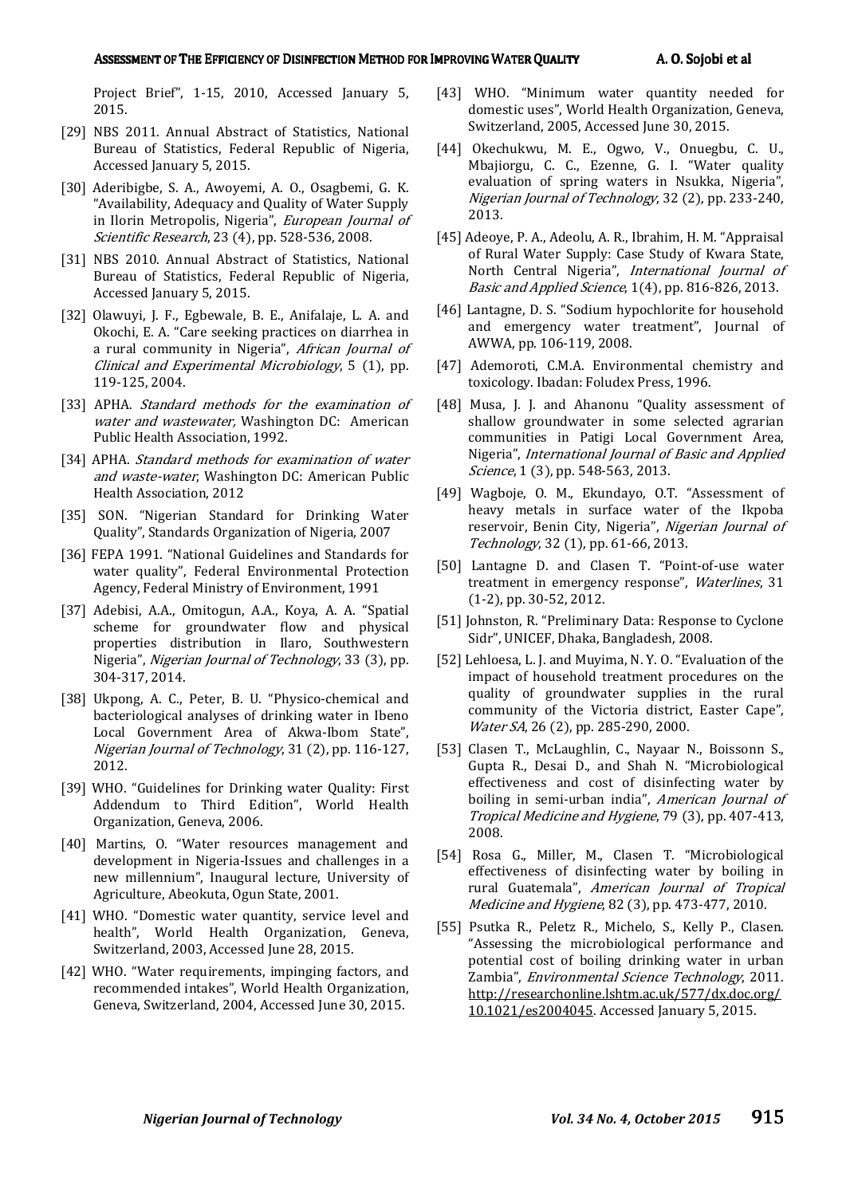Project Brief", 1-15, 2010, Accessed January 5, 2015.

[29] NBS 2011. Annual Abstract of Statistics, National Bureau of Statistics, Federal Republic of Nigeria, Accessed January 5, 2015.

[30] Aderibigbe, S. A., Awoyemi, A. O., Osagbemi, G. K. "Availability, Adequacy and Quality of Water Supply in Ilorin Metropolis, Nigeria", *European Journal of Scientific Research*, 23 (4), pp. 528-536, 2008.

[31] NBS 2010. Annual Abstract of Statistics, National Bureau of Statistics, Federal Republic of Nigeria, Accessed January 5, 2015.

[32] Olawuyi, J. F., Egbewale, B. E., Anifalaje, L. A. and Okochi, E. A. "Care seeking practices on diarrhea in a rural community in Nigeria", *African Journal of Clinical and Experimental Microbiology*, 5 (1), pp. 119-125, 2004.

[33] APHA. *Standard methods for the examination of water and wastewater,* Washington DC: American Public Health Association, 1992.

[34] APHA. *Standard methods for examination of water and waste-water*, Washington DC: American Public Health Association, 2012

[35] SON. "Nigerian Standard for Drinking Water Quality", Standards Organization of Nigeria, 2007

[36] FEPA 1991. "National Guidelines and Standards for water quality", Federal Environmental Protection Agency, Federal Ministry of Environment, 1991

[37] Adebisi, A.A., Omitogun, A.A., Koya, A. A. "Spatial scheme for groundwater flow and physical properties distribution in Ilaro, Southwestern Nigeria", *Nigerian Journal of Technology*, 33 (3), pp. 304-317, 2014.

[38] Ukpong, A. C., Peter, B. U. "Physico-chemical and bacteriological analyses of drinking water in Ibeno Local Government Area of Akwa-Ibom State", *Nigerian Journal of Technology*, 31 (2), pp. 116-127, 2012.

[39] WHO. "Guidelines for Drinking water Quality: First Addendum to Third Edition", World Health Organization, Geneva, 2006.

[40] Martins, O. "Water resources management and development in Nigeria-Issues and challenges in a new millennium", Inaugural lecture, University of Agriculture, Abeokuta, Ogun State, 2001.

[41] WHO. "Domestic water quantity, service level and health", World Health Organization, Geneva, Switzerland, 2003, Accessed June 28, 2015.

[42] WHO. "Water requirements, impinging factors, and recommended intakes", World Health Organization, Geneva, Switzerland, 2004, Accessed June 30, 2015.

[43] WHO. "Minimum water quantity needed for domestic uses", World Health Organization, Geneva, Switzerland, 2005, Accessed June 30, 2015.

[44] Okechukwu, M. E., Ogwo, V., Onuegbu, C. U., Mbajiorgu, C. C., Ezenne, G. I. "Water quality evaluation of spring waters in Nsukka, Nigeria", *Nigerian Journal of Technology*, 32 (2), pp. 233-240, 2013.

[45] Adeoye, P. A., Adeolu, A. R., Ibrahim, H. M. "Appraisal of Rural Water Supply: Case Study of Kwara State, North Central Nigeria", *International Journal of Basic and Applied Science*, 1(4), pp. 816-826, 2013.

[46] Lantagne, D. S. "Sodium hypochlorite for household and emergency water treatment", Journal of AWWA, pp. 106-119, 2008.

[47] Ademoroti, C.M.A. Environmental chemistry and toxicology. Ibadan: Foludex Press, 1996.

[48] Musa, J. J. and Ahanonu "Quality assessment of shallow groundwater in some selected agrarian communities in Patigi Local Government Area, Nigeria", *International Journal of Basic and Applied Science*, 1 (3), pp. 548-563, 2013.

[49] Wagboje, O. M., Ekundayo, O.T. "Assessment of heavy metals in surface water of the Ikpoba reservoir, Benin City, Nigeria", *Nigerian Journal of Technology*, 32 (1), pp. 61-66, 2013.

[50] Lantagne D. and Clasen T. "Point-of-use water treatment in emergency response", *Waterlines*, 31 (1-2), pp. 30-52, 2012.

[51] Johnston, R. "Preliminary Data: Response to Cyclone Sidr", UNICEF, Dhaka, Bangladesh, 2008.

[52] Lehloesa, L. J. and Muyima, N. Y. O. "Evaluation of the impact of household treatment procedures on the quality of groundwater supplies in the rural community of the Victoria district, Easter Cape", *Water SA*, 26 (2), pp. 285-290, 2000.

[53] Clasen T., McLaughlin, C., Nayaar N., Boissonn S., Gupta R., Desai D., and Shah N. "Microbiological effectiveness and cost of disinfecting water by boiling in semi-urban india", *American Journal of Tropical Medicine and Hygiene*, 79 (3), pp. 407-413, 2008.

[54] Rosa G., Miller, M., Clasen T. "Microbiological effectiveness of disinfecting water by boiling in rural Guatemala", *American Journal of Tropical Medicine and Hygiene*, 82 (3), pp. 473-477, 2010.

[55] Psutka R., Peletz R., Michelo, S., Kelly P., Clasen. "Assessing the microbiological performance and potential cost of boiling drinking water in urban Zambia", *Environmental Science Technology*, 2011. http://researchonline.lshtm.ac.uk/577/dx.doc.org/10.1021/es2004045. Accessed January 5, 2015.